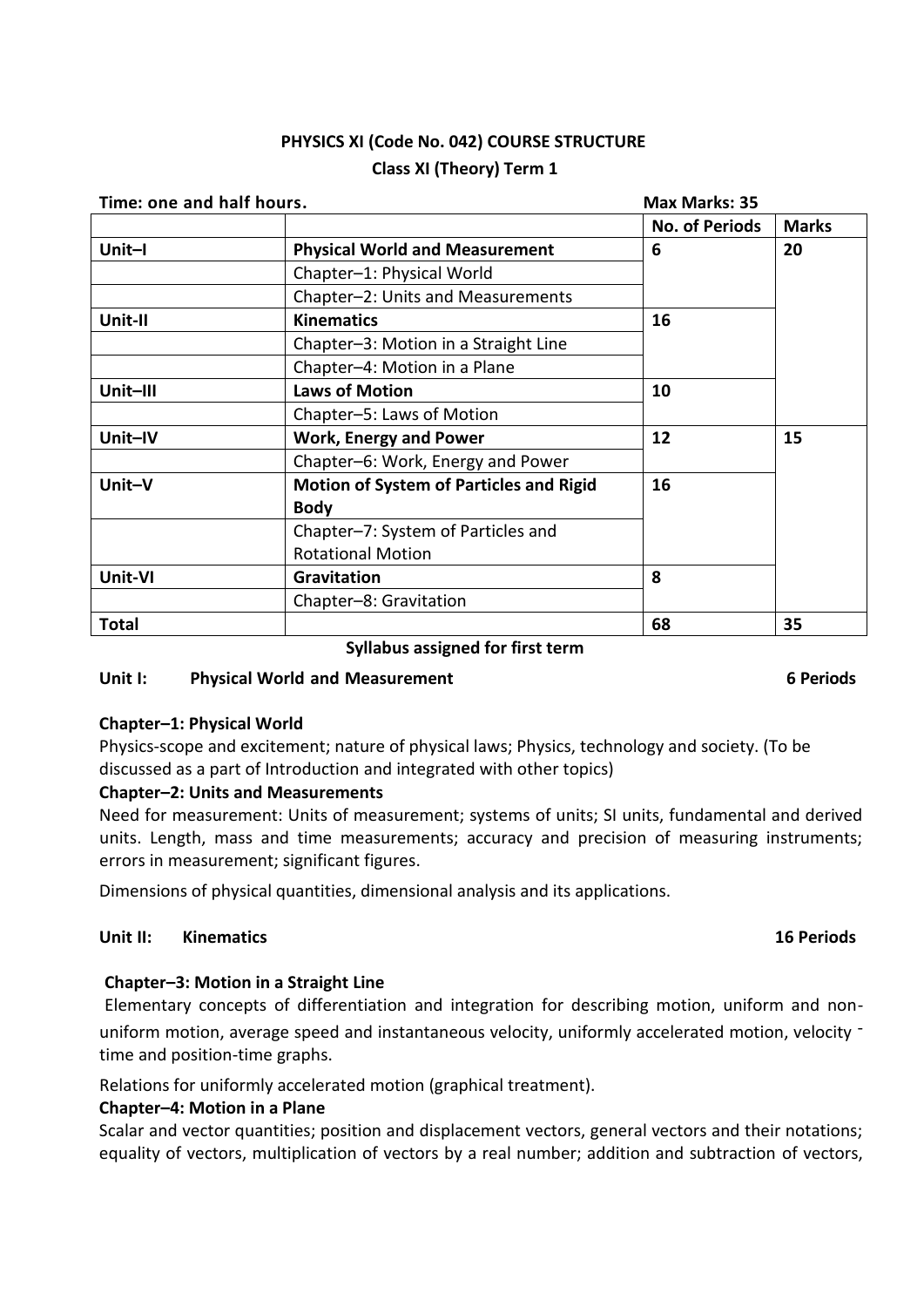# PHYSICS XI (Code No. 042) COURSE STRUCTURE

## Class XI (Theory) Term 1

**Time: one and half hours.** **Max Marks: 35**

| | | No. of Periods | Marks |
|---|---|---|---|
| **Unit–I** | **Physical World and Measurement** | 6 | 20 |
| | Chapter–1: Physical World | | |
| | Chapter–2: Units and Measurements | | |
| **Unit-II** | **Kinematics** | 16 | |
| | Chapter–3: Motion in a Straight Line | | |
| | Chapter–4: Motion in a Plane | | |
| **Unit–III** | **Laws of Motion** | 10 | |
| | Chapter–5: Laws of Motion | | |
| **Unit–IV** | **Work, Energy and Power** | 12 | 15 |
| | Chapter–6: Work, Energy and Power | | |
| **Unit–V** | **Motion of System of Particles and Rigid Body** | 16 | |
| | Chapter–7: System of Particles and Rotational Motion | | |
| **Unit-VI** | **Gravitation** | 8 | |
| | Chapter–8: Gravitation | | |
| **Total** | | 68 | 35 |

**Syllabus assigned for first term**

### Unit I: Physical World and Measurement — 6 Periods

**Chapter–1: Physical World**

Physics-scope and excitement; nature of physical laws; Physics, technology and society. (To be discussed as a part of Introduction and integrated with other topics)

**Chapter–2: Units and Measurements**

Need for measurement: Units of measurement; systems of units; SI units, fundamental and derived units. Length, mass and time measurements; accuracy and precision of measuring instruments; errors in measurement; significant figures.

Dimensions of physical quantities, dimensional analysis and its applications.

### Unit II: Kinematics — 16 Periods

**Chapter–3: Motion in a Straight Line**

Elementary concepts of differentiation and integration for describing motion, uniform and non-uniform motion, average speed and instantaneous velocity, uniformly accelerated motion, velocity - time and position-time graphs.

Relations for uniformly accelerated motion (graphical treatment).

**Chapter–4: Motion in a Plane**

Scalar and vector quantities; position and displacement vectors, general vectors and their notations; equality of vectors, multiplication of vectors by a real number; addition and subtraction of vectors,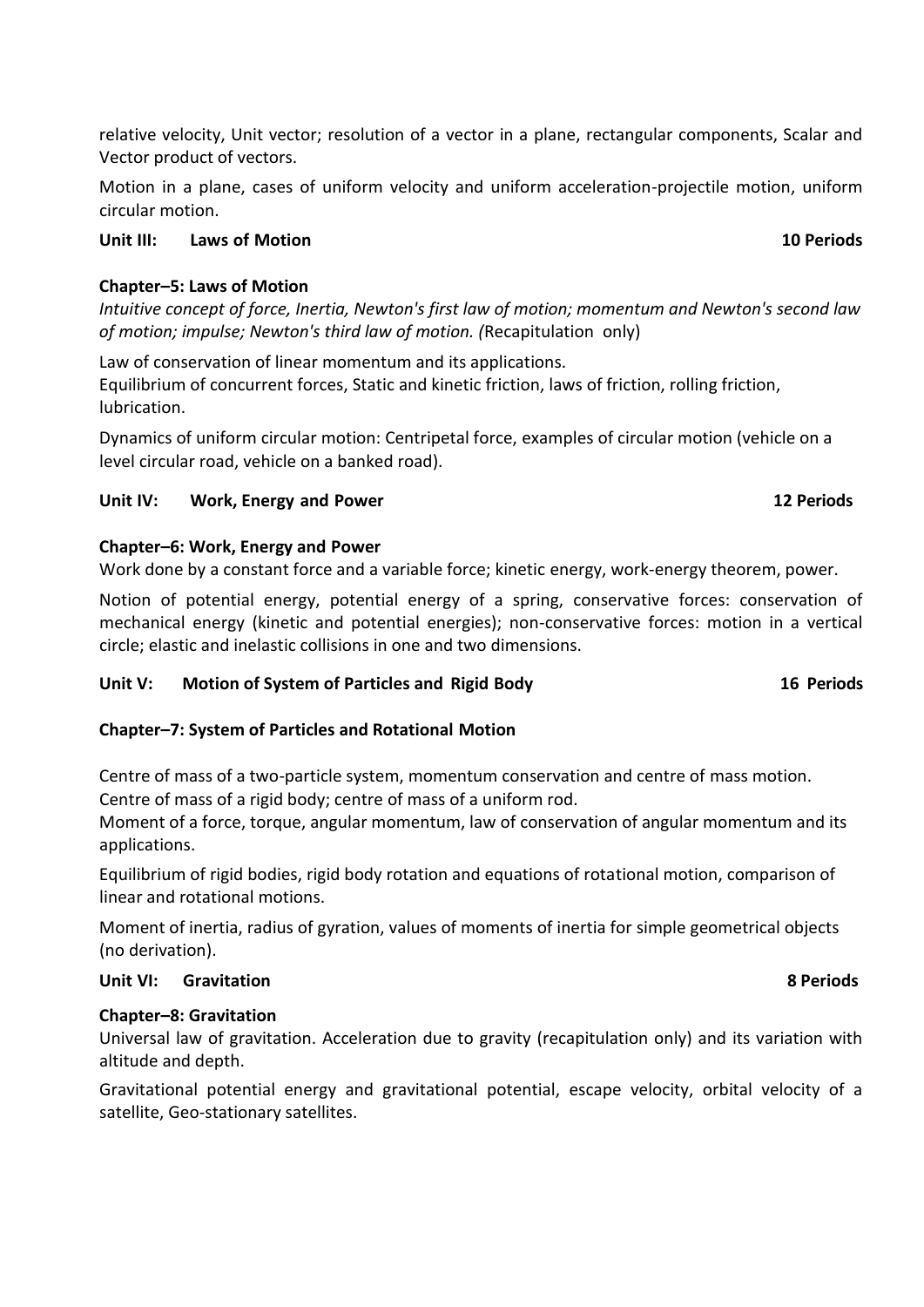relative velocity, Unit vector; resolution of a vector in a plane, rectangular components, Scalar and Vector product of vectors.

Motion in a plane, cases of uniform velocity and uniform acceleration-projectile motion, uniform circular motion.

**Unit III: Laws of Motion** **10 Periods**

**Chapter–5: Laws of Motion**

*Intuitive concept of force, Inertia, Newton's first law of motion; momentum and Newton's second law of motion; impulse; Newton's third law of motion. (*Recapitulation only)

Law of conservation of linear momentum and its applications.
Equilibrium of concurrent forces, Static and kinetic friction, laws of friction, rolling friction, lubrication.

Dynamics of uniform circular motion: Centripetal force, examples of circular motion (vehicle on a level circular road, vehicle on a banked road).

**Unit IV: Work, Energy and Power** **12 Periods**

**Chapter–6: Work, Energy and Power**

Work done by a constant force and a variable force; kinetic energy, work-energy theorem, power.

Notion of potential energy, potential energy of a spring, conservative forces: conservation of mechanical energy (kinetic and potential energies); non-conservative forces: motion in a vertical circle; elastic and inelastic collisions in one and two dimensions.

**Unit V: Motion of System of Particles and Rigid Body** **16 Periods**

**Chapter–7: System of Particles and Rotational Motion**

Centre of mass of a two-particle system, momentum conservation and centre of mass motion.
Centre of mass of a rigid body; centre of mass of a uniform rod.
Moment of a force, torque, angular momentum, law of conservation of angular momentum and its applications.

Equilibrium of rigid bodies, rigid body rotation and equations of rotational motion, comparison of linear and rotational motions.

Moment of inertia, radius of gyration, values of moments of inertia for simple geometrical objects (no derivation).

**Unit VI: Gravitation** **8 Periods**

**Chapter–8: Gravitation**

Universal law of gravitation. Acceleration due to gravity (recapitulation only) and its variation with altitude and depth.

Gravitational potential energy and gravitational potential, escape velocity, orbital velocity of a satellite, Geo-stationary satellites.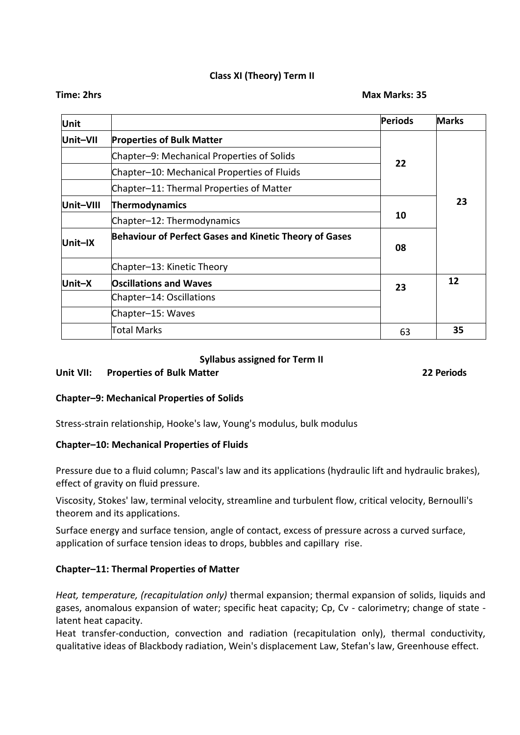**Class XI (Theory) Term II**

**Time: 2hrs** **Max Marks: 35**

| Unit | | Periods | Marks |
|---|---|---|---|
| **Unit–VII** | **Properties of Bulk Matter** | 22 | 23 |
| | Chapter–9: Mechanical Properties of Solids | | |
| | Chapter–10: Mechanical Properties of Fluids | | |
| | Chapter–11: Thermal Properties of Matter | | |
| **Unit–VIII** | **Thermodynamics** | 10 | |
| | Chapter–12: Thermodynamics | | |
| **Unit–IX** | **Behaviour of Perfect Gases and Kinetic Theory of Gases** | 08 | |
| | Chapter–13: Kinetic Theory | | |
| **Unit–X** | **Oscillations and Waves** | 23 | 12 |
| | Chapter–14: Oscillations | | |
| | Chapter–15: Waves | | |
| | Total Marks | 63 | **35** |

**Syllabus assigned for Term II**

**Unit VII: Properties of Bulk Matter** **22 Periods**

**Chapter–9: Mechanical Properties of Solids**

Stress-strain relationship, Hooke's law, Young's modulus, bulk modulus

**Chapter–10: Mechanical Properties of Fluids**

Pressure due to a fluid column; Pascal's law and its applications (hydraulic lift and hydraulic brakes), effect of gravity on fluid pressure.

Viscosity, Stokes' law, terminal velocity, streamline and turbulent flow, critical velocity, Bernoulli's theorem and its applications.

Surface energy and surface tension, angle of contact, excess of pressure across a curved surface, application of surface tension ideas to drops, bubbles and capillary rise.

**Chapter–11: Thermal Properties of Matter**

*Heat, temperature, (recapitulation only)* thermal expansion; thermal expansion of solids, liquids and gases, anomalous expansion of water; specific heat capacity; Cp, Cv - calorimetry; change of state - latent heat capacity.

Heat transfer-conduction, convection and radiation (recapitulation only), thermal conductivity, qualitative ideas of Blackbody radiation, Wein's displacement Law, Stefan's law, Greenhouse effect.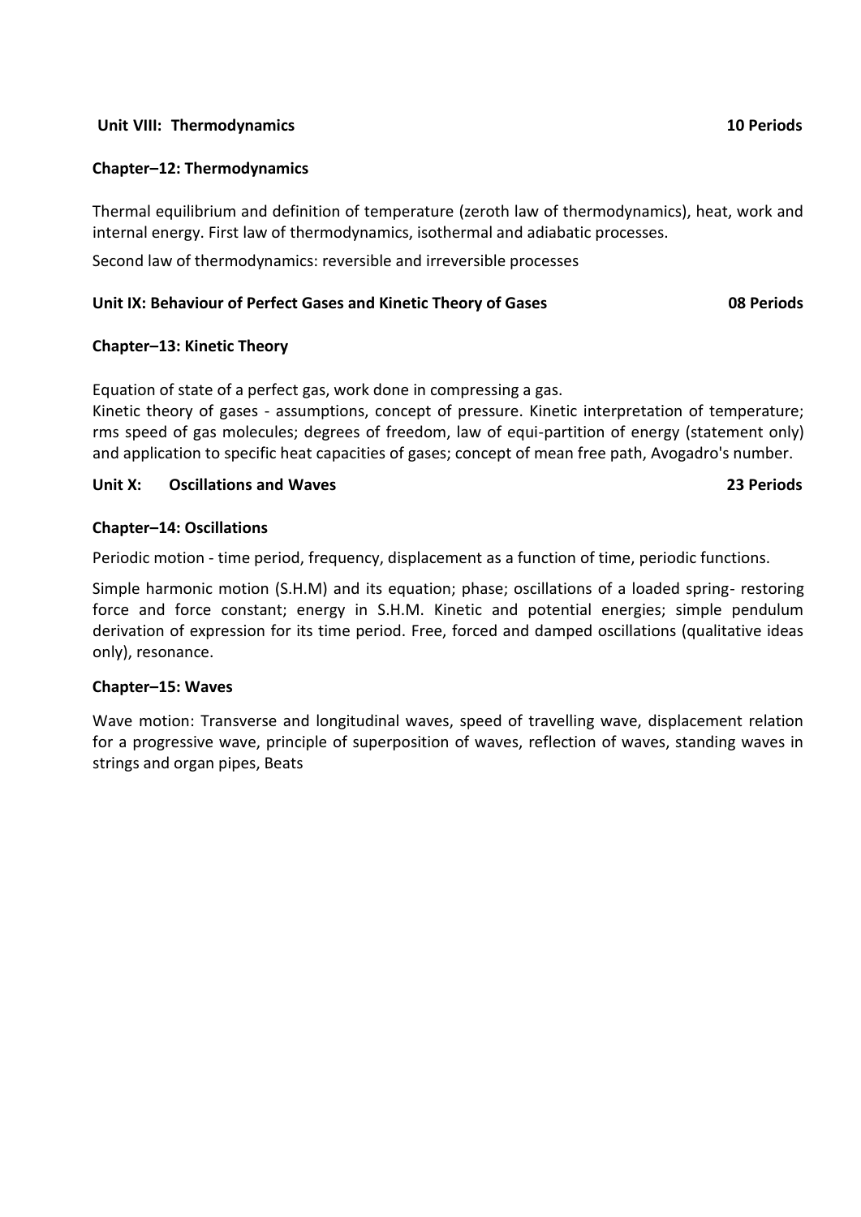**Unit VIII: Thermodynamics** **10 Periods**

**Chapter–12: Thermodynamics**

Thermal equilibrium and definition of temperature (zeroth law of thermodynamics), heat, work and internal energy. First law of thermodynamics, isothermal and adiabatic processes.

Second law of thermodynamics: reversible and irreversible processes

**Unit IX: Behaviour of Perfect Gases and Kinetic Theory of Gases** **08 Periods**

**Chapter–13: Kinetic Theory**

Equation of state of a perfect gas, work done in compressing a gas.
Kinetic theory of gases - assumptions, concept of pressure. Kinetic interpretation of temperature; rms speed of gas molecules; degrees of freedom, law of equi-partition of energy (statement only) and application to specific heat capacities of gases; concept of mean free path, Avogadro's number.

**Unit X: Oscillations and Waves** **23 Periods**

**Chapter–14: Oscillations**

Periodic motion - time period, frequency, displacement as a function of time, periodic functions.

Simple harmonic motion (S.H.M) and its equation; phase; oscillations of a loaded spring- restoring force and force constant; energy in S.H.M. Kinetic and potential energies; simple pendulum derivation of expression for its time period. Free, forced and damped oscillations (qualitative ideas only), resonance.

**Chapter–15: Waves**

Wave motion: Transverse and longitudinal waves, speed of travelling wave, displacement relation for a progressive wave, principle of superposition of waves, reflection of waves, standing waves in strings and organ pipes, Beats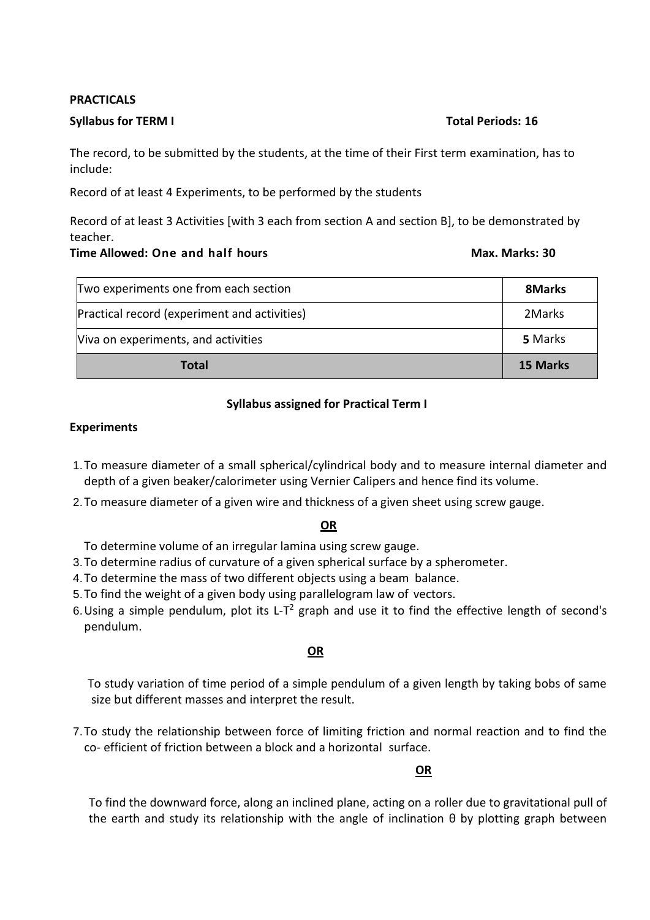**PRACTICALS**

**Syllabus for TERM I** **Total Periods: 16**

The record, to be submitted by the students, at the time of their First term examination, has to include:

Record of at least 4 Experiments, to be performed by the students

Record of at least 3 Activities [with 3 each from section A and section B], to be demonstrated by teacher.

**Time Allowed: One and half hours** **Max. Marks: 30**

| Two experiments one from each section | **8Marks** |
|---|---|
| Practical record (experiment and activities) | 2Marks |
| Viva on experiments, and activities | **5** Marks |
| **Total** | **15 Marks** |

**Syllabus assigned for Practical Term I**

**Experiments**

1. To measure diameter of a small spherical/cylindrical body and to measure internal diameter and depth of a given beaker/calorimeter using Vernier Calipers and hence find its volume.
2. To measure diameter of a given wire and thickness of a given sheet using screw gauge.

   **OR**

   To determine volume of an irregular lamina using screw gauge.
3. To determine radius of curvature of a given spherical surface by a spherometer.
4. To determine the mass of two different objects using a beam balance.
5. To find the weight of a given body using parallelogram law of vectors.
6. Using a simple pendulum, plot its L-$T^2$ graph and use it to find the effective length of second's pendulum.

   **OR**

   To study variation of time period of a simple pendulum of a given length by taking bobs of same size but different masses and interpret the result.
7. To study the relationship between force of limiting friction and normal reaction and to find the co- efficient of friction between a block and a horizontal surface.

   **OR**

   To find the downward force, along an inclined plane, acting on a roller due to gravitational pull of the earth and study its relationship with the angle of inclination θ by plotting graph between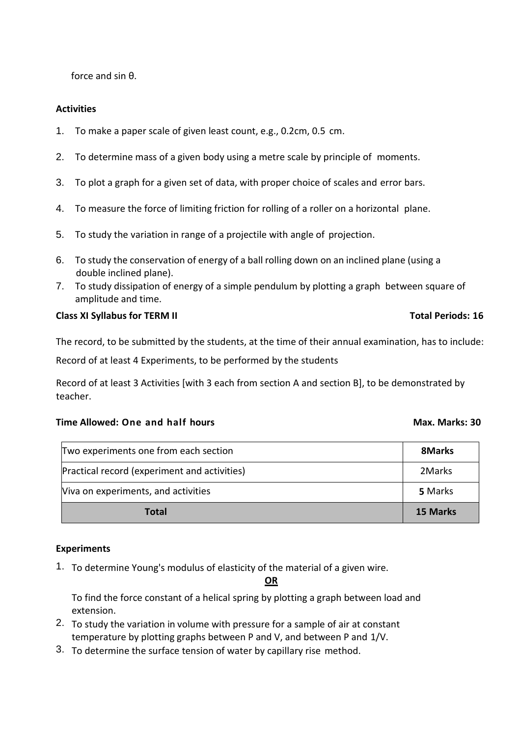force and sin θ.

**Activities**

1. To make a paper scale of given least count, e.g., 0.2cm, 0.5 cm.
2. To determine mass of a given body using a metre scale by principle of moments.
3. To plot a graph for a given set of data, with proper choice of scales and error bars.
4. To measure the force of limiting friction for rolling of a roller on a horizontal plane.
5. To study the variation in range of a projectile with angle of projection.
6. To study the conservation of energy of a ball rolling down on an inclined plane (using a double inclined plane).
7. To study dissipation of energy of a simple pendulum by plotting a graph between square of amplitude and time.

**Class XI Syllabus for TERM II** **Total Periods: 16**

The record, to be submitted by the students, at the time of their annual examination, has to include:

Record of at least 4 Experiments, to be performed by the students

Record of at least 3 Activities [with 3 each from section A and section B], to be demonstrated by teacher.

**Time Allowed: One and half hours** **Max. Marks: 30**

| | |
|---|---|
| Two experiments one from each section | **8Marks** |
| Practical record (experiment and activities) | 2Marks |
| Viva on experiments, and activities | **5** Marks |
| **Total** | **15 Marks** |

**Experiments**

1. To determine Young's modulus of elasticity of the material of a given wire.

   **OR**

   To find the force constant of a helical spring by plotting a graph between load and extension.
2. To study the variation in volume with pressure for a sample of air at constant temperature by plotting graphs between P and V, and between P and 1/V.
3. To determine the surface tension of water by capillary rise method.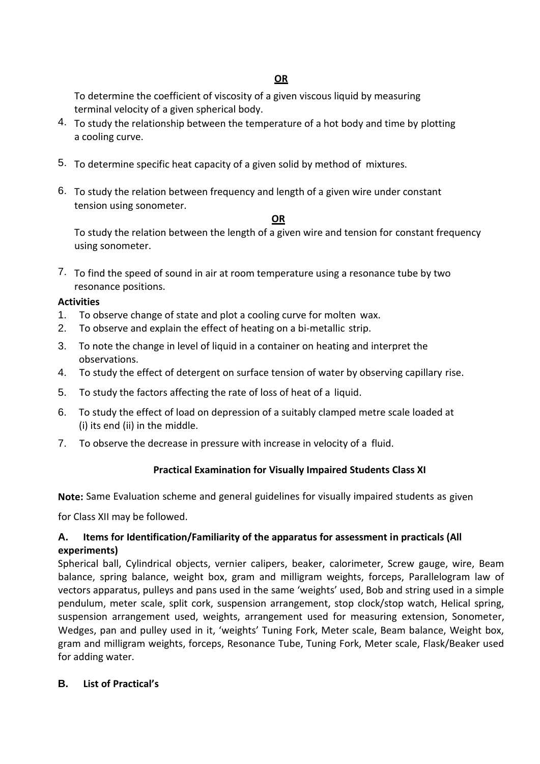**OR**

To determine the coefficient of viscosity of a given viscous liquid by measuring terminal velocity of a given spherical body.

4. To study the relationship between the temperature of a hot body and time by plotting a cooling curve.

5. To determine specific heat capacity of a given solid by method of mixtures.

6. To study the relation between frequency and length of a given wire under constant tension using sonometer.

   **OR**

   To study the relation between the length of a given wire and tension for constant frequency using sonometer.

7. To find the speed of sound in air at room temperature using a resonance tube by two resonance positions.

**Activities**

1. To observe change of state and plot a cooling curve for molten wax.
2. To observe and explain the effect of heating on a bi-metallic strip.
3. To note the change in level of liquid in a container on heating and interpret the observations.
4. To study the effect of detergent on surface tension of water by observing capillary rise.
5. To study the factors affecting the rate of loss of heat of a liquid.
6. To study the effect of load on depression of a suitably clamped metre scale loaded at (i) its end (ii) in the middle.
7. To observe the decrease in pressure with increase in velocity of a fluid.

**Practical Examination for Visually Impaired Students Class XI**

**Note:** Same Evaluation scheme and general guidelines for visually impaired students as given for Class XII may be followed.

### A. Items for Identification/Familiarity of the apparatus for assessment in practicals (All experiments)

Spherical ball, Cylindrical objects, vernier calipers, beaker, calorimeter, Screw gauge, wire, Beam balance, spring balance, weight box, gram and milligram weights, forceps, Parallelogram law of vectors apparatus, pulleys and pans used in the same 'weights' used, Bob and string used in a simple pendulum, meter scale, split cork, suspension arrangement, stop clock/stop watch, Helical spring, suspension arrangement used, weights, arrangement used for measuring extension, Sonometer, Wedges, pan and pulley used in it, 'weights' Tuning Fork, Meter scale, Beam balance, Weight box, gram and milligram weights, forceps, Resonance Tube, Tuning Fork, Meter scale, Flask/Beaker used for adding water.

### B. List of Practical's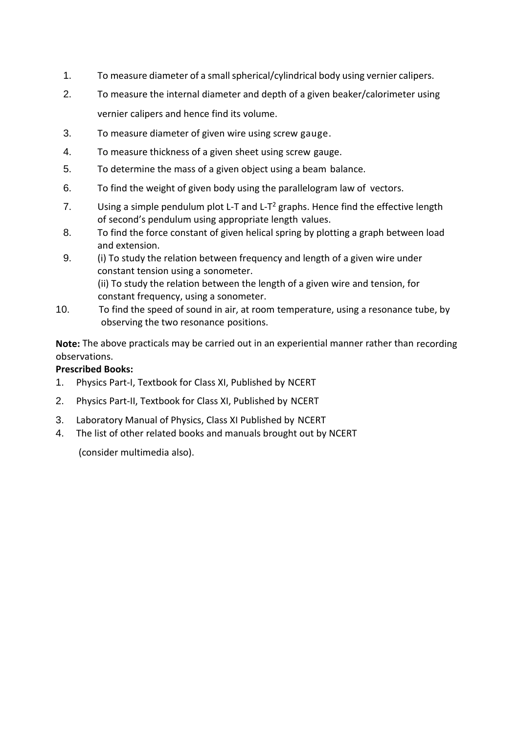1. To measure diameter of a small spherical/cylindrical body using vernier calipers.
2. To measure the internal diameter and depth of a given beaker/calorimeter using vernier calipers and hence find its volume.
3. To measure diameter of given wire using screw gauge.
4. To measure thickness of a given sheet using screw gauge.
5. To determine the mass of a given object using a beam balance.
6. To find the weight of given body using the parallelogram law of vectors.
7. Using a simple pendulum plot L-T and L-$T^2$ graphs. Hence find the effective length of second's pendulum using appropriate length values.
8. To find the force constant of given helical spring by plotting a graph between load and extension.
9. (i) To study the relation between frequency and length of a given wire under constant tension using a sonometer.
   (ii) To study the relation between the length of a given wire and tension, for constant frequency, using a sonometer.
10. To find the speed of sound in air, at room temperature, using a resonance tube, by observing the two resonance positions.

**Note:** The above practicals may be carried out in an experiential manner rather than recording observations.

**Prescribed Books:**

1. Physics Part-I, Textbook for Class XI, Published by NCERT
2. Physics Part-II, Textbook for Class XI, Published by NCERT
3. Laboratory Manual of Physics, Class XI Published by NCERT
4. The list of other related books and manuals brought out by NCERT

   (consider multimedia also).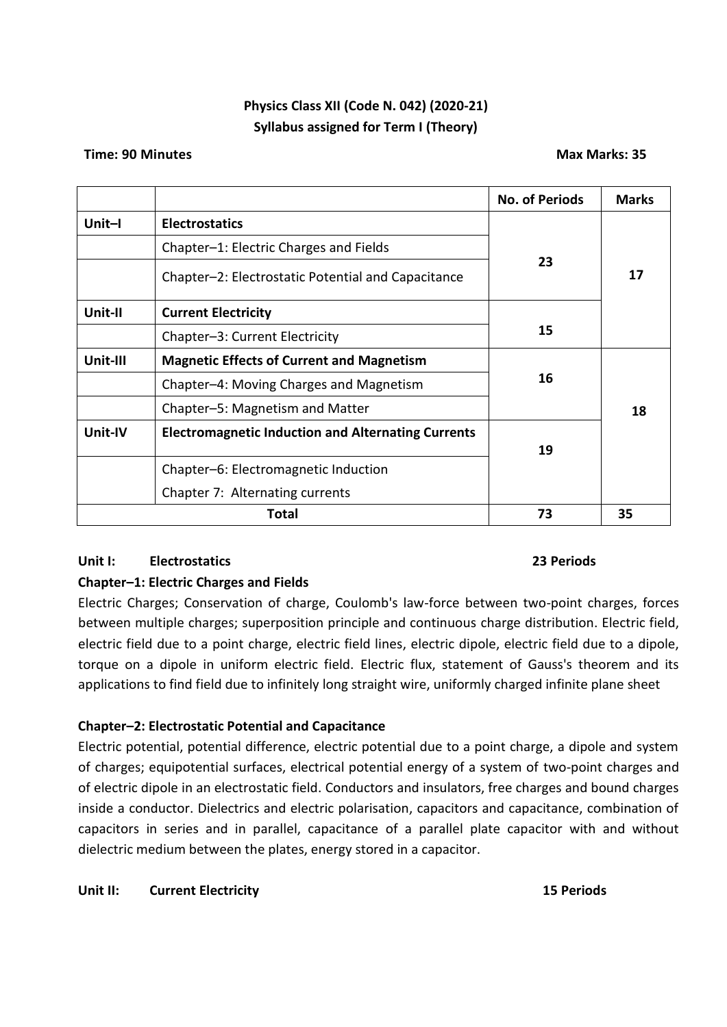## Physics Class XII (Code N. 042) (2020-21)
## Syllabus assigned for Term I (Theory)

**Time: 90 Minutes** **Max Marks: 35**

| | | No. of Periods | Marks |
|---|---|---|---|
| **Unit–I** | **Electrostatics** | 23 | 17 |
| | Chapter–1: Electric Charges and Fields | | |
| | Chapter–2: Electrostatic Potential and Capacitance | | |
| **Unit-II** | **Current Electricity** | 15 | |
| | Chapter–3: Current Electricity | | |
| **Unit-III** | **Magnetic Effects of Current and Magnetism** | 16 | 18 |
| | Chapter–4: Moving Charges and Magnetism | | |
| | Chapter–5: Magnetism and Matter | | |
| **Unit-IV** | **Electromagnetic Induction and Alternating Currents** | 19 | |
| | Chapter–6: Electromagnetic Induction<br>Chapter 7: Alternating currents | | |
| **Total** | | **73** | **35** |

**Unit I: Electrostatics** **23 Periods**

**Chapter–1: Electric Charges and Fields**

Electric Charges; Conservation of charge, Coulomb's law-force between two-point charges, forces between multiple charges; superposition principle and continuous charge distribution. Electric field, electric field due to a point charge, electric field lines, electric dipole, electric field due to a dipole, torque on a dipole in uniform electric field. Electric flux, statement of Gauss's theorem and its applications to find field due to infinitely long straight wire, uniformly charged infinite plane sheet

**Chapter–2: Electrostatic Potential and Capacitance**

Electric potential, potential difference, electric potential due to a point charge, a dipole and system of charges; equipotential surfaces, electrical potential energy of a system of two-point charges and of electric dipole in an electrostatic field. Conductors and insulators, free charges and bound charges inside a conductor. Dielectrics and electric polarisation, capacitors and capacitance, combination of capacitors in series and in parallel, capacitance of a parallel plate capacitor with and without dielectric medium between the plates, energy stored in a capacitor.

**Unit II: Current Electricity** **15 Periods**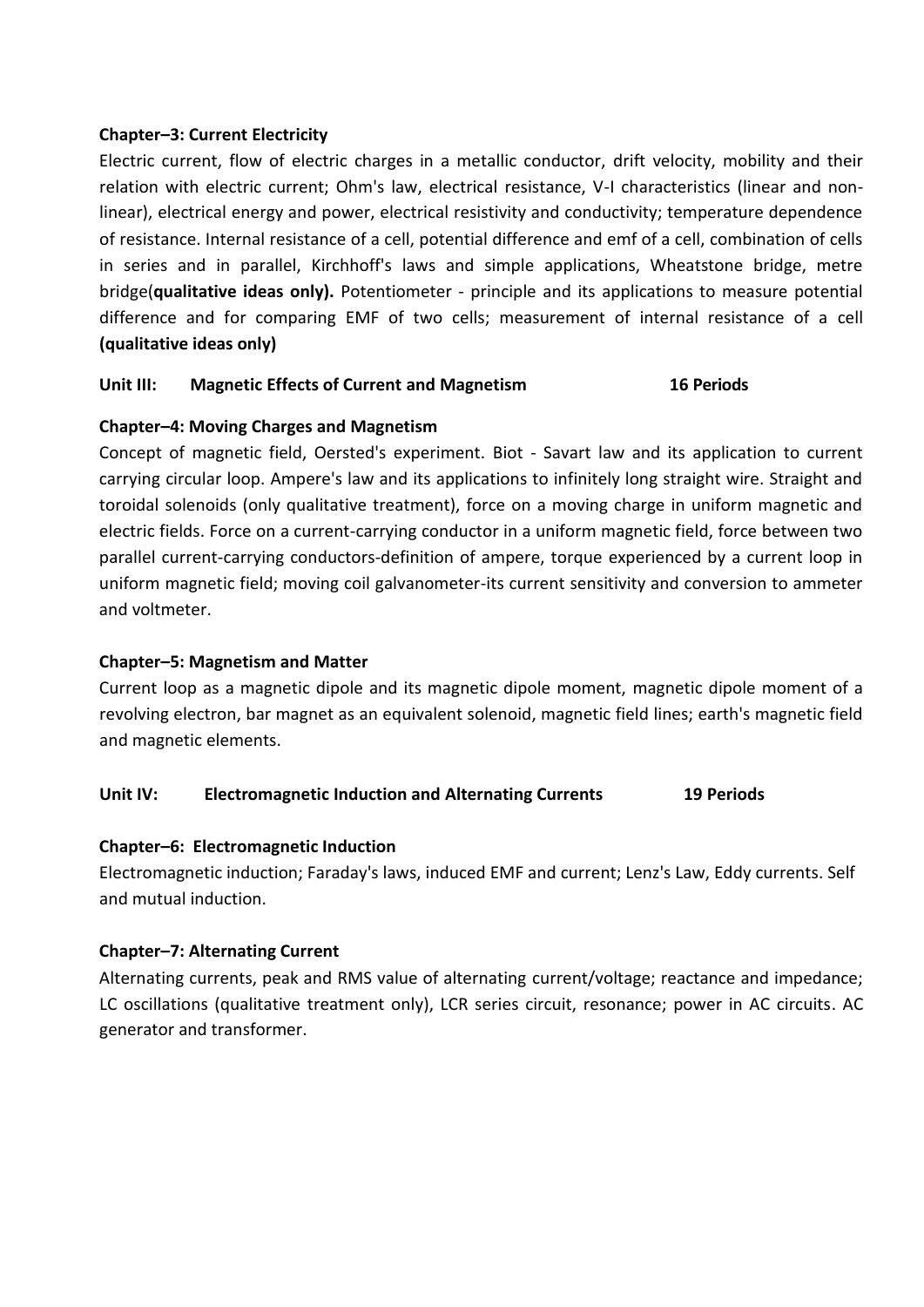### Chapter–3: Current Electricity

Electric current, flow of electric charges in a metallic conductor, drift velocity, mobility and their relation with electric current; Ohm's law, electrical resistance, V-I characteristics (linear and non-linear), electrical energy and power, electrical resistivity and conductivity; temperature dependence of resistance. Internal resistance of a cell, potential difference and emf of a cell, combination of cells in series and in parallel, Kirchhoff's laws and simple applications, Wheatstone bridge, metre bridge(**qualitative ideas only).** Potentiometer - principle and its applications to measure potential difference and for comparing EMF of two cells; measurement of internal resistance of a cell **(qualitative ideas only)**

## Unit III: Magnetic Effects of Current and Magnetism — 16 Periods

### Chapter–4: Moving Charges and Magnetism

Concept of magnetic field, Oersted's experiment. Biot - Savart law and its application to current carrying circular loop. Ampere's law and its applications to infinitely long straight wire. Straight and toroidal solenoids (only qualitative treatment), force on a moving charge in uniform magnetic and electric fields. Force on a current-carrying conductor in a uniform magnetic field, force between two parallel current-carrying conductors-definition of ampere, torque experienced by a current loop in uniform magnetic field; moving coil galvanometer-its current sensitivity and conversion to ammeter and voltmeter.

### Chapter–5: Magnetism and Matter

Current loop as a magnetic dipole and its magnetic dipole moment, magnetic dipole moment of a revolving electron, bar magnet as an equivalent solenoid, magnetic field lines; earth's magnetic field and magnetic elements.

## Unit IV: Electromagnetic Induction and Alternating Currents — 19 Periods

### Chapter–6: Electromagnetic Induction

Electromagnetic induction; Faraday's laws, induced EMF and current; Lenz's Law, Eddy currents. Self and mutual induction.

### Chapter–7: Alternating Current

Alternating currents, peak and RMS value of alternating current/voltage; reactance and impedance; LC oscillations (qualitative treatment only), LCR series circuit, resonance; power in AC circuits. AC generator and transformer.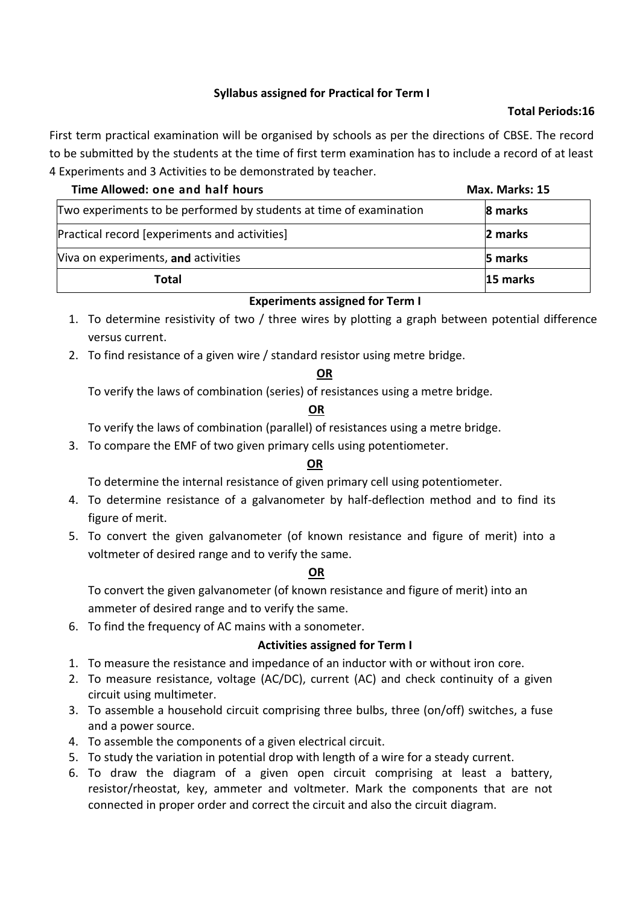## Syllabus assigned for Practical for Term I

**Total Periods:16**

First term practical examination will be organised by schools as per the directions of CBSE. The record to be submitted by the students at the time of first term examination has to include a record of at least 4 Experiments and 3 Activities to be demonstrated by teacher.

**Time Allowed: one and half hours** **Max. Marks: 15**

| | |
|---|---|
| Two experiments to be performed by students at time of examination | **8 marks** |
| Practical record [experiments and activities] | **2 marks** |
| Viva on experiments, **and** activities | **5 marks** |
| **Total** | **15 marks** |

### Experiments assigned for Term I

1. To determine resistivity of two / three wires by plotting a graph between potential difference versus current.
2. To find resistance of a given wire / standard resistor using metre bridge.

   **OR**

   To verify the laws of combination (series) of resistances using a metre bridge.

   **OR**

   To verify the laws of combination (parallel) of resistances using a metre bridge.
3. To compare the EMF of two given primary cells using potentiometer.

   **OR**

   To determine the internal resistance of given primary cell using potentiometer.
4. To determine resistance of a galvanometer by half-deflection method and to find its figure of merit.
5. To convert the given galvanometer (of known resistance and figure of merit) into a voltmeter of desired range and to verify the same.

   **OR**

   To convert the given galvanometer (of known resistance and figure of merit) into an ammeter of desired range and to verify the same.
6. To find the frequency of AC mains with a sonometer.

### Activities assigned for Term I

1. To measure the resistance and impedance of an inductor with or without iron core.
2. To measure resistance, voltage (AC/DC), current (AC) and check continuity of a given circuit using multimeter.
3. To assemble a household circuit comprising three bulbs, three (on/off) switches, a fuse and a power source.
4. To assemble the components of a given electrical circuit.
5. To study the variation in potential drop with length of a wire for a steady current.
6. To draw the diagram of a given open circuit comprising at least a battery, resistor/rheostat, key, ammeter and voltmeter. Mark the components that are not connected in proper order and correct the circuit and also the circuit diagram.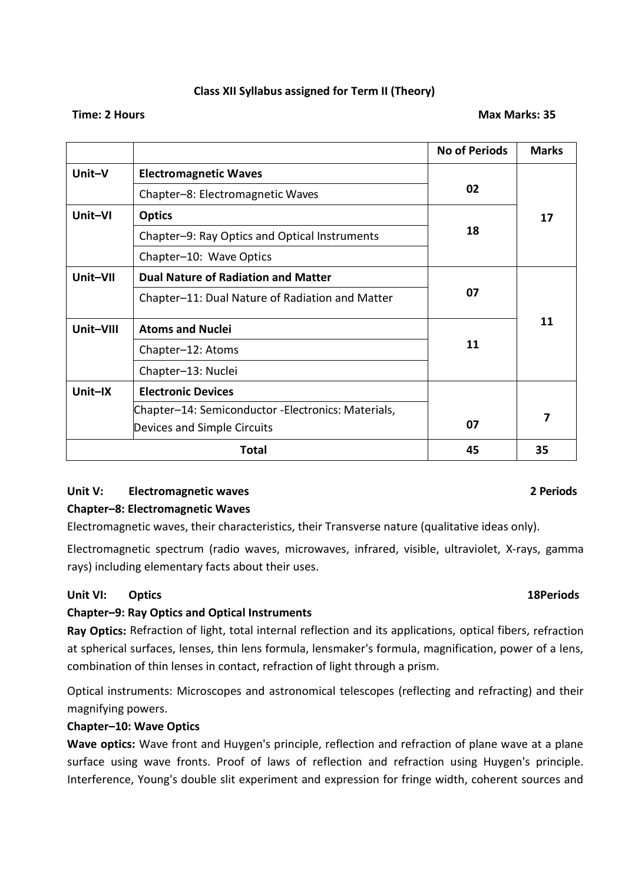**Class XII Syllabus assigned for Term II (Theory)**

**Time: 2 Hours** **Max Marks: 35**

| | | No of Periods | Marks |
|---|---|---|---|
| **Unit–V** | **Electromagnetic Waves** | 02 | 17 |
| | Chapter–8: Electromagnetic Waves | | |
| **Unit–VI** | **Optics** | 18 | |
| | Chapter–9: Ray Optics and Optical Instruments | | |
| | Chapter–10: Wave Optics | | |
| **Unit–VII** | **Dual Nature of Radiation and Matter** | 07 | 11 |
| | Chapter–11: Dual Nature of Radiation and Matter | | |
| **Unit–VIII** | **Atoms and Nuclei** | 11 | |
| | Chapter–12: Atoms | | |
| | Chapter–13: Nuclei | | |
| **Unit–IX** | **Electronic Devices** | 07 | 7 |
| | Chapter–14: Semiconductor -Electronics: Materials, Devices and Simple Circuits | | |
| **Total** | | **45** | **35** |

**Unit V: Electromagnetic waves** **2 Periods**

**Chapter–8: Electromagnetic Waves**

Electromagnetic waves, their characteristics, their Transverse nature (qualitative ideas only).

Electromagnetic spectrum (radio waves, microwaves, infrared, visible, ultraviolet, X-rays, gamma rays) including elementary facts about their uses.

**Unit VI: Optics** **18Periods**

**Chapter–9: Ray Optics and Optical Instruments**

**Ray Optics:** Refraction of light, total internal reflection and its applications, optical fibers, refraction at spherical surfaces, lenses, thin lens formula, lensmaker's formula, magnification, power of a lens, combination of thin lenses in contact, refraction of light through a prism.

Optical instruments: Microscopes and astronomical telescopes (reflecting and refracting) and their magnifying powers.

**Chapter–10: Wave Optics**

**Wave optics:** Wave front and Huygen's principle, reflection and refraction of plane wave at a plane surface using wave fronts. Proof of laws of reflection and refraction using Huygen's principle. Interference, Young's double slit experiment and expression for fringe width, coherent sources and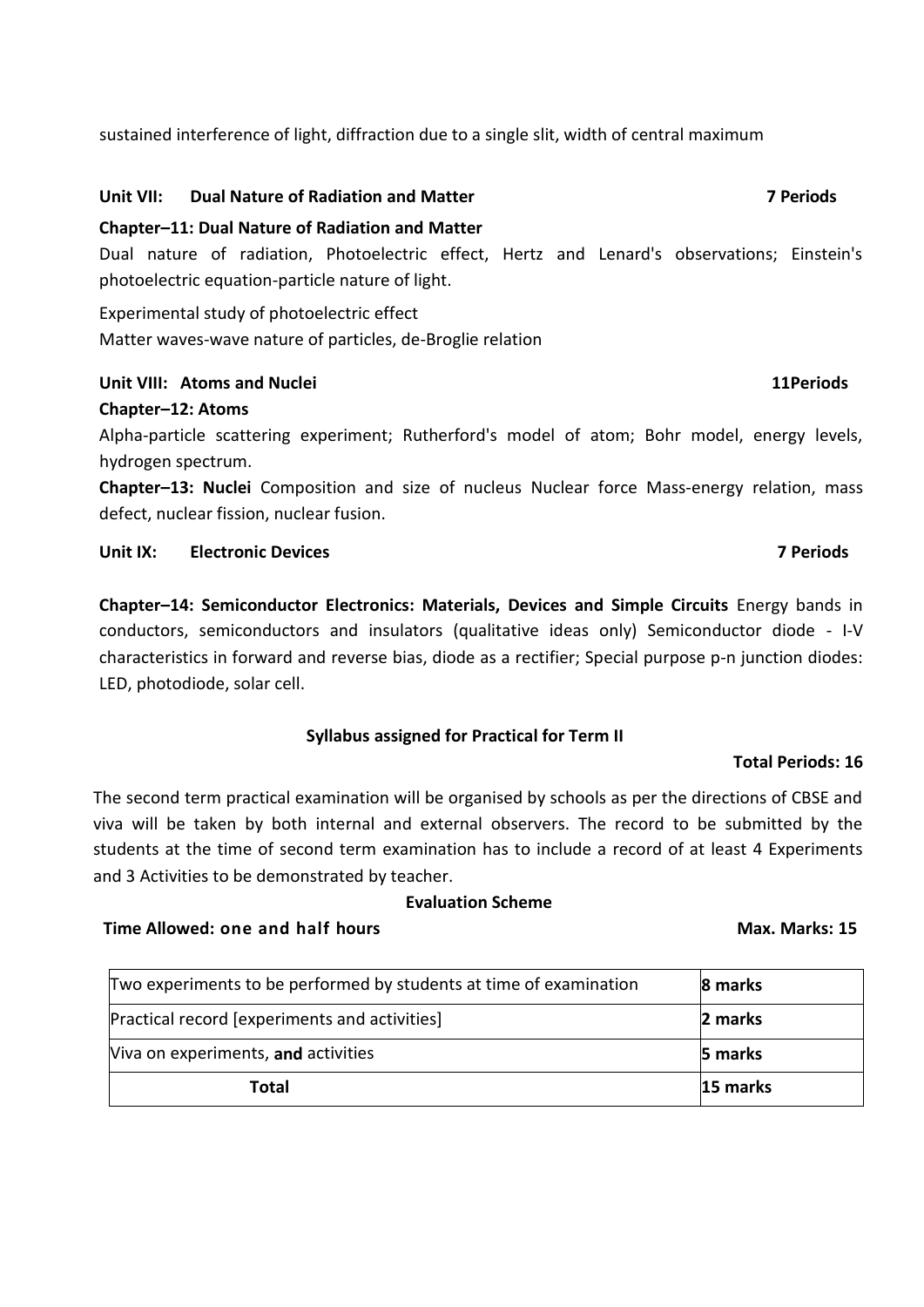sustained interference of light, diffraction due to a single slit, width of central maximum

**Unit VII: Dual Nature of Radiation and Matter** **7 Periods**

**Chapter–11: Dual Nature of Radiation and Matter**

Dual nature of radiation, Photoelectric effect, Hertz and Lenard's observations; Einstein's photoelectric equation-particle nature of light.

Experimental study of photoelectric effect
Matter waves-wave nature of particles, de-Broglie relation

**Unit VIII: Atoms and Nuclei** **11Periods**

**Chapter–12: Atoms**

Alpha-particle scattering experiment; Rutherford's model of atom; Bohr model, energy levels, hydrogen spectrum.

**Chapter–13: Nuclei** Composition and size of nucleus Nuclear force Mass-energy relation, mass defect, nuclear fission, nuclear fusion.

**Unit IX: Electronic Devices** **7 Periods**

**Chapter–14: Semiconductor Electronics: Materials, Devices and Simple Circuits** Energy bands in conductors, semiconductors and insulators (qualitative ideas only) Semiconductor diode - I-V characteristics in forward and reverse bias, diode as a rectifier; Special purpose p-n junction diodes: LED, photodiode, solar cell.

**Syllabus assigned for Practical for Term II**

**Total Periods: 16**

The second term practical examination will be organised by schools as per the directions of CBSE and viva will be taken by both internal and external observers. The record to be submitted by the students at the time of second term examination has to include a record of at least 4 Experiments and 3 Activities to be demonstrated by teacher.

**Evaluation Scheme**

**Time Allowed: one and half hours** **Max. Marks: 15**

| Two experiments to be performed by students at time of examination | **8 marks** |
|---|---|
| Practical record [experiments and activities] | **2 marks** |
| Viva on experiments, **and** activities | **5 marks** |
| **Total** | **15 marks** |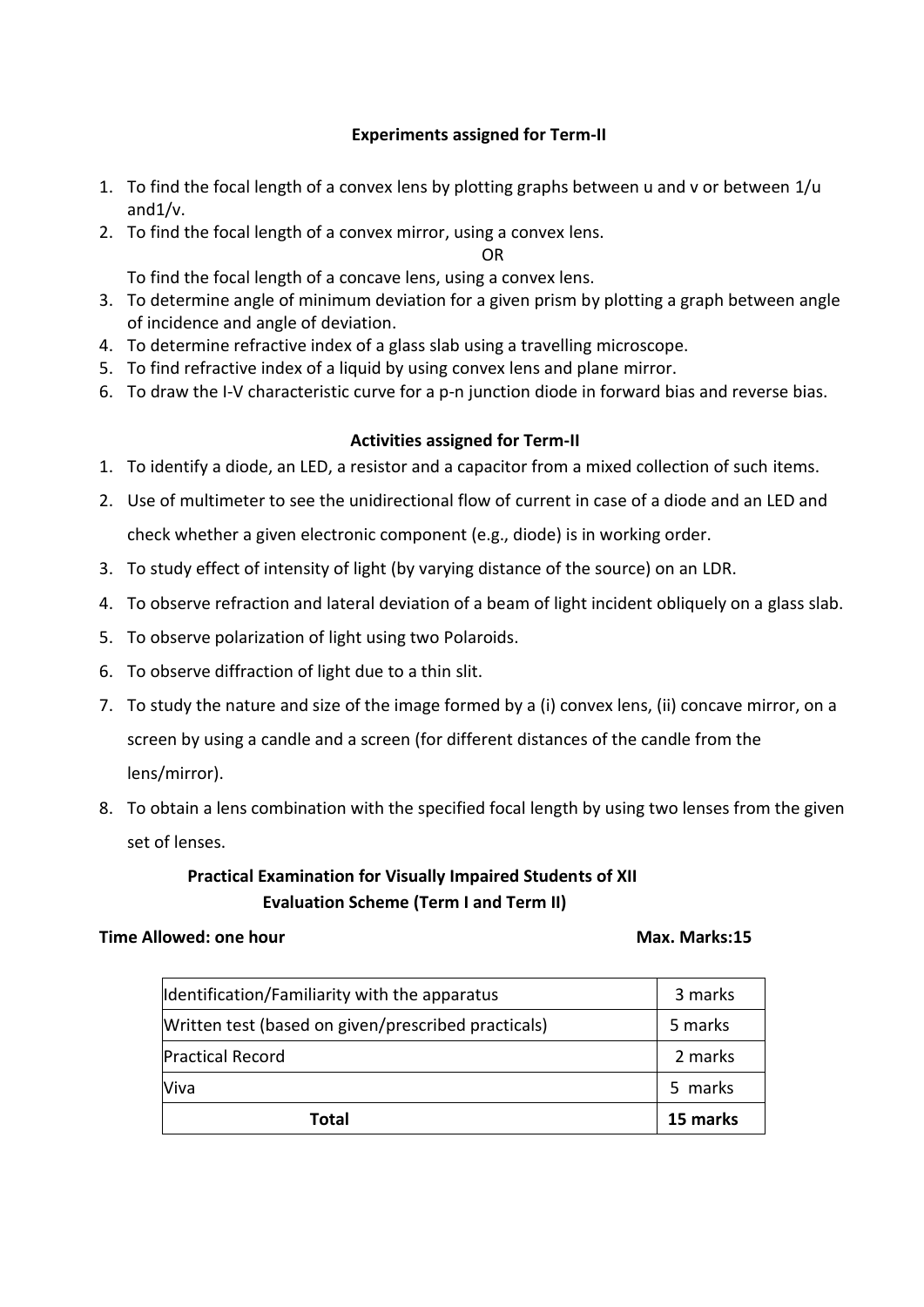### Experiments assigned for Term-II

1. To find the focal length of a convex lens by plotting graphs between u and v or between 1/u and1/v.
2. To find the focal length of a convex mirror, using a convex lens.

   OR

   To find the focal length of a concave lens, using a convex lens.
3. To determine angle of minimum deviation for a given prism by plotting a graph between angle of incidence and angle of deviation.
4. To determine refractive index of a glass slab using a travelling microscope.
5. To find refractive index of a liquid by using convex lens and plane mirror.
6. To draw the I-V characteristic curve for a p-n junction diode in forward bias and reverse bias.

### Activities assigned for Term-II

1. To identify a diode, an LED, a resistor and a capacitor from a mixed collection of such items.
2. Use of multimeter to see the unidirectional flow of current in case of a diode and an LED and check whether a given electronic component (e.g., diode) is in working order.
3. To study effect of intensity of light (by varying distance of the source) on an LDR.
4. To observe refraction and lateral deviation of a beam of light incident obliquely on a glass slab.
5. To observe polarization of light using two Polaroids.
6. To observe diffraction of light due to a thin slit.
7. To study the nature and size of the image formed by a (i) convex lens, (ii) concave mirror, on a screen by using a candle and a screen (for different distances of the candle from the lens/mirror).
8. To obtain a lens combination with the specified focal length by using two lenses from the given set of lenses.

### Practical Examination for Visually Impaired Students of XII
### Evaluation Scheme (Term I and Term II)

**Time Allowed: one hour** **Max. Marks:15**

| | |
|---|---|
| Identification/Familiarity with the apparatus | 3 marks |
| Written test (based on given/prescribed practicals) | 5 marks |
| Practical Record | 2 marks |
| Viva | 5 marks |
| **Total** | **15 marks** |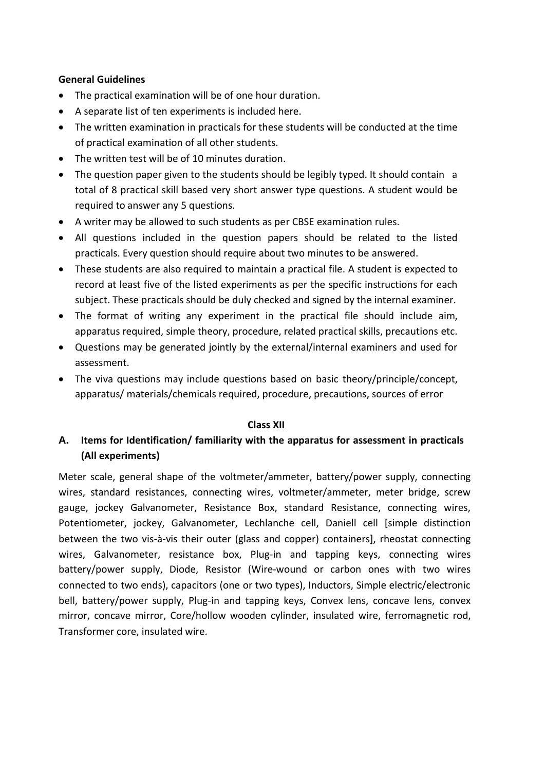**General Guidelines**

- The practical examination will be of one hour duration.
- A separate list of ten experiments is included here.
- The written examination in practicals for these students will be conducted at the time of practical examination of all other students.
- The written test will be of 10 minutes duration.
- The question paper given to the students should be legibly typed. It should contain a total of 8 practical skill based very short answer type questions. A student would be required to answer any 5 questions.
- A writer may be allowed to such students as per CBSE examination rules.
- All questions included in the question papers should be related to the listed practicals. Every question should require about two minutes to be answered.
- These students are also required to maintain a practical file. A student is expected to record at least five of the listed experiments as per the specific instructions for each subject. These practicals should be duly checked and signed by the internal examiner.
- The format of writing any experiment in the practical file should include aim, apparatus required, simple theory, procedure, related practical skills, precautions etc.
- Questions may be generated jointly by the external/internal examiners and used for assessment.
- The viva questions may include questions based on basic theory/principle/concept, apparatus/ materials/chemicals required, procedure, precautions, sources of error

**Class XII**

**A. Items for Identification/ familiarity with the apparatus for assessment in practicals (All experiments)**

Meter scale, general shape of the voltmeter/ammeter, battery/power supply, connecting wires, standard resistances, connecting wires, voltmeter/ammeter, meter bridge, screw gauge, jockey Galvanometer, Resistance Box, standard Resistance, connecting wires, Potentiometer, jockey, Galvanometer, Lechlanche cell, Daniell cell [simple distinction between the two vis-à-vis their outer (glass and copper) containers], rheostat connecting wires, Galvanometer, resistance box, Plug-in and tapping keys, connecting wires battery/power supply, Diode, Resistor (Wire-wound or carbon ones with two wires connected to two ends), capacitors (one or two types), Inductors, Simple electric/electronic bell, battery/power supply, Plug-in and tapping keys, Convex lens, concave lens, convex mirror, concave mirror, Core/hollow wooden cylinder, insulated wire, ferromagnetic rod, Transformer core, insulated wire.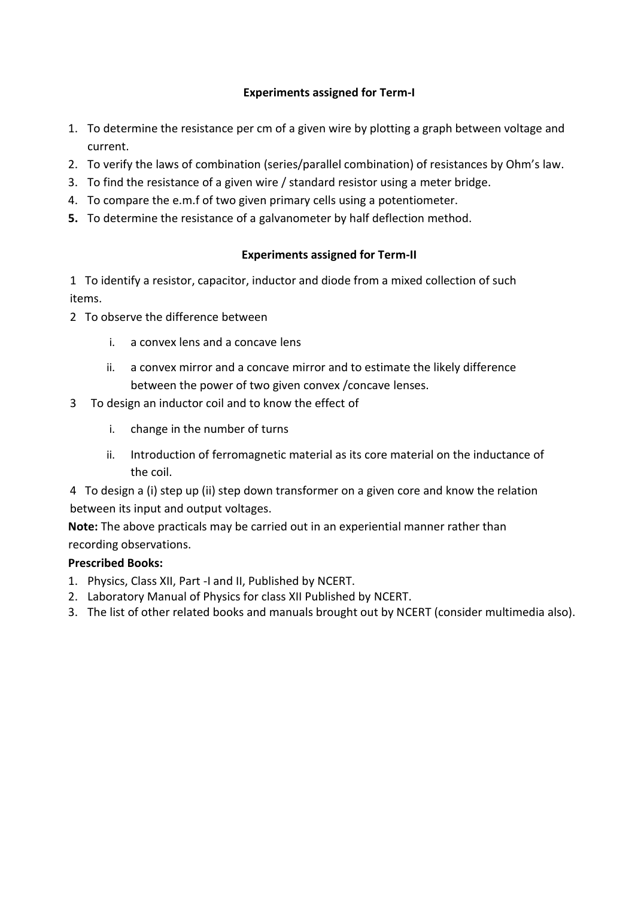### Experiments assigned for Term-I

1. To determine the resistance per cm of a given wire by plotting a graph between voltage and current.
2. To verify the laws of combination (series/parallel combination) of resistances by Ohm's law.
3. To find the resistance of a given wire / standard resistor using a meter bridge.
4. To compare the e.m.f of two given primary cells using a potentiometer.
5. To determine the resistance of a galvanometer by half deflection method.

### Experiments assigned for Term-II

1 To identify a resistor, capacitor, inductor and diode from a mixed collection of such items.

2 To observe the difference between

   i. a convex lens and a concave lens

   ii. a convex mirror and a concave mirror and to estimate the likely difference between the power of two given convex /concave lenses.

3 To design an inductor coil and to know the effect of

   i. change in the number of turns

   ii. Introduction of ferromagnetic material as its core material on the inductance of the coil.

4 To design a (i) step up (ii) step down transformer on a given core and know the relation between its input and output voltages.

**Note:** The above practicals may be carried out in an experiential manner rather than recording observations.

**Prescribed Books:**

1. Physics, Class XII, Part -I and II, Published by NCERT.
2. Laboratory Manual of Physics for class XII Published by NCERT.
3. The list of other related books and manuals brought out by NCERT (consider multimedia also).